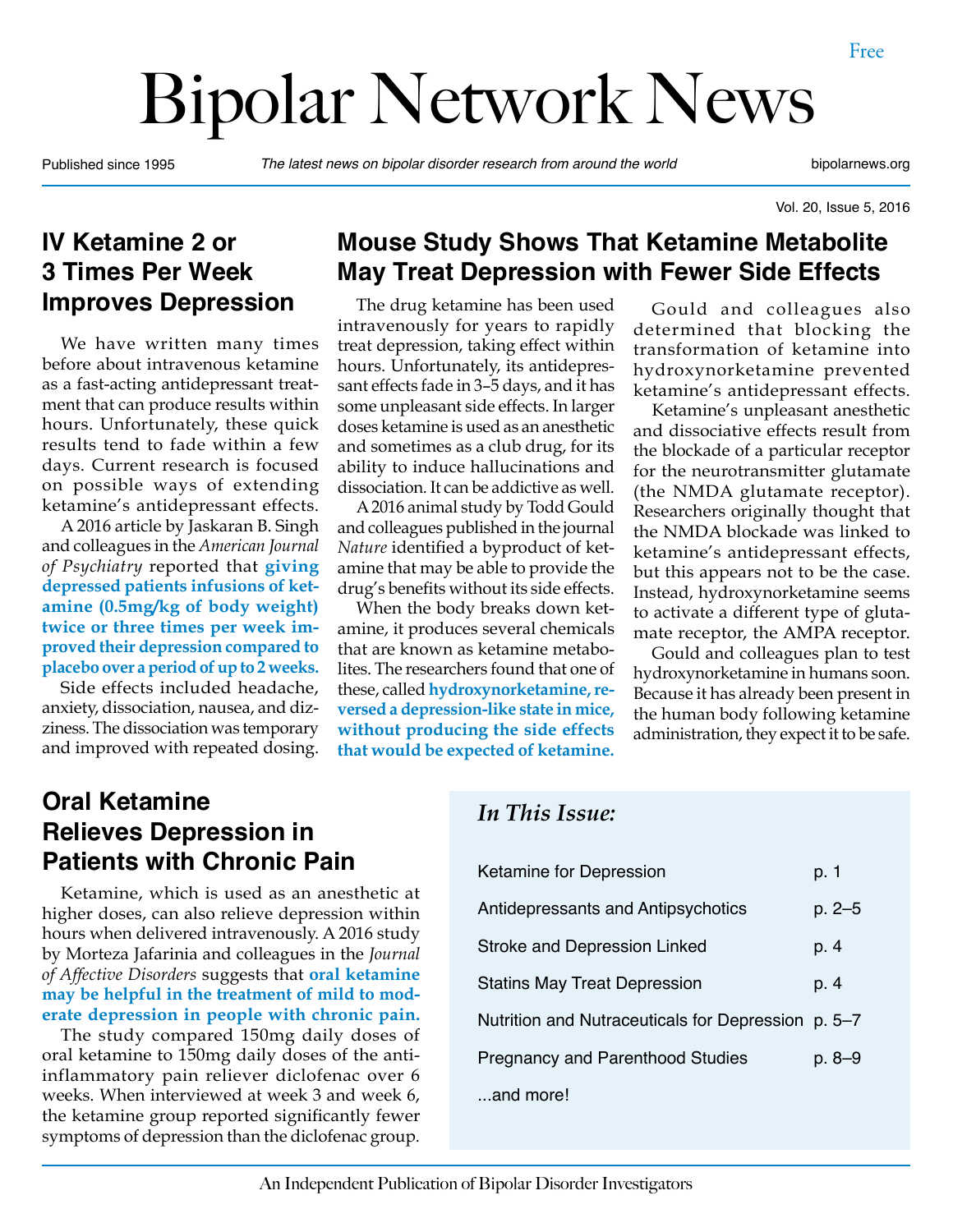Free

# Bipolar Network News

Published since 1995 — *The latest news on bipolar disorder research from around the world* — bipolarnews.org

Vol. 20, Issue 5, 2016

## IV Ketamine 2 or 3 Times Per Week Improves Depression

We have written many times before about intravenous ketamine as a fast-acting antidepressant treatment that can produce results within hours. Unfortunately, these quick results tend to fade within a few days. Current research is focused on possible ways of extending ketamine's antidepressant effects.

A 2016 article by Jaskaran B. Singh and colleagues in the *American Journal of Psychiatry* reported that **giving depressed patients infusions of ketamine (0.5mg/kg of body weight) twice or three times per week improved their depression compared to placebo over a period of up to 2 weeks.**

Side effects included headache, anxiety, dissociation, nausea, and dizziness. The dissociation was temporary and improved with repeated dosing.

## Mouse Study Shows That Ketamine Metabolite May Treat Depression with Fewer Side Effects

The drug ketamine has been used intravenously for years to rapidly treat depression, taking effect within hours. Unfortunately, its antidepressant effects fade in 3–5 days, and it has some unpleasant side effects. In larger doses ketamine is used as an anesthetic and sometimes as a club drug, for its ability to induce hallucinations and dissociation. It can be addictive as well.

A 2016 animal study by Todd Gould and colleagues published in the journal *Nature* identified a byproduct of ketamine that may be able to provide the drug's benefits without its side effects.

When the body breaks down ketamine, it produces several chemicals that are known as ketamine metabolites. The researchers found that one of these, called **hydroxynorketamine, reversed a depression-like state in mice, without producing the side effects that would be expected of ketamine.**

Gould and colleagues also determined that blocking the transformation of ketamine into hydroxynorketamine prevented ketamine's antidepressant effects.

Ketamine's unpleasant anesthetic and dissociative effects result from the blockade of a particular receptor for the neurotransmitter glutamate (the NMDA glutamate receptor). Researchers originally thought that the NMDA blockade was linked to ketamine's antidepressant effects, but this appears not to be the case. Instead, hydroxynorketamine seems to activate a different type of glutamate receptor, the AMPA receptor.

Gould and colleagues plan to test hydroxynorketamine in humans soon. Because it has already been present in the human body following ketamine administration, they expect it to be safe.

## Oral Ketamine Relieves Depression in Patients with Chronic Pain

Ketamine, which is used as an anesthetic at higher doses, can also relieve depression within hours when delivered intravenously. A 2016 study by Morteza Jafarinia and colleagues in the *Journal of Affective Disorders* suggests that **oral ketamine may be helpful in the treatment of mild to moderate depression in people with chronic pain.**

The study compared 150mg daily doses of oral ketamine to 150mg daily doses of the anti-inflammatory pain reliever diclofenac over 6 weeks. When interviewed at week 3 and week 6, the ketamine group reported significantly fewer symptoms of depression than the diclofenac group.

### *In This Issue:*

| | |
|---|---|
| Ketamine for Depression | p. 1 |
| Antidepressants and Antipsychotics | p. 2–5 |
| Stroke and Depression Linked | p. 4 |
| Statins May Treat Depression | p. 4 |
| Nutrition and Nutraceuticals for Depression | p. 5–7 |
| Pregnancy and Parenthood Studies | p. 8–9 |
| ...and more! | |

An Independent Publication of Bipolar Disorder Investigators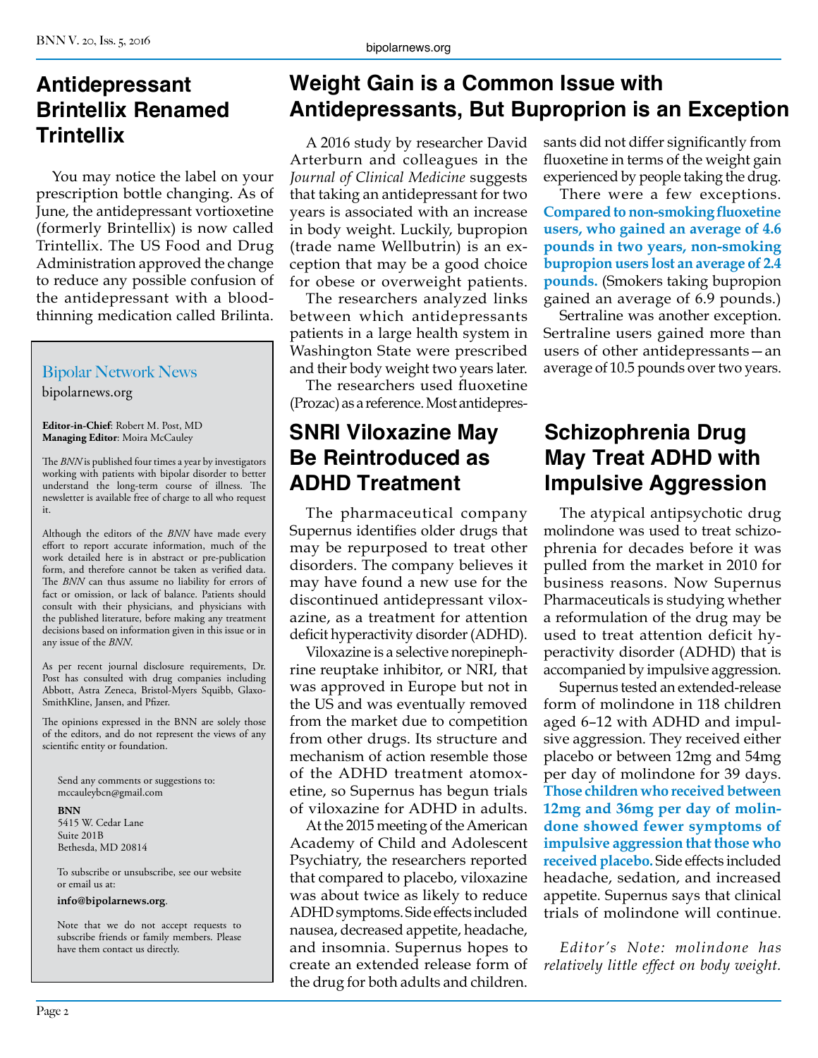# Antidepressant Brintellix Renamed Trintellix

You may notice the label on your prescription bottle changing. As of June, the antidepressant vortioxetine (formerly Brintellix) is now called Trintellix. The US Food and Drug Administration approved the change to reduce any possible confusion of the antidepressant with a blood-thinning medication called Brilinta.

---

Bipolar Network News

bipolarnews.org

**Editor-in-Chief**: Robert M. Post, MD
**Managing Editor**: Moira McCauley

The *BNN* is published four times a year by investigators working with patients with bipolar disorder to better understand the long-term course of illness. The newsletter is available free of charge to all who request it.

Although the editors of the *BNN* have made every effort to report accurate information, much of the work detailed here is in abstract or pre-publication form, and therefore cannot be taken as verified data. The *BNN* can thus assume no liability for errors of fact or omission, or lack of balance. Patients should consult with their physicians, and physicians with the published literature, before making any treatment decisions based on information given in this issue or in any issue of the *BNN*.

As per recent journal disclosure requirements, Dr. Post has consulted with drug companies including Abbott, Astra Zeneca, Bristol-Myers Squibb, GlaxoSmithKline, Jansen, and Pfizer.

The opinions expressed in the BNN are solely those of the editors, and do not represent the views of any scientific entity or foundation.

Send any comments or suggestions to:
mccauleybcn@gmail.com

**BNN**
5415 W. Cedar Lane
Suite 201B
Bethesda, MD 20814

To subscribe or unsubscribe, see our website or email us at:

**info@bipolarnews.org**.

Note that we do not accept requests to subscribe friends or family members. Please have them contact us directly.

---

# Weight Gain is a Common Issue with Antidepressants, But Buproprion is an Exception

A 2016 study by researcher David Arterburn and colleagues in the *Journal of Clinical Medicine* suggests that taking an antidepressant for two years is associated with an increase in body weight. Luckily, bupropion (trade name Wellbutrin) is an exception that may be a good choice for obese or overweight patients.

The researchers analyzed links between which antidepressants patients in a large health system in Washington State were prescribed and their body weight two years later.

The researchers used fluoxetine (Prozac) as a reference. Most antidepressants did not differ significantly from fluoxetine in terms of the weight gain experienced by people taking the drug.

There were a few exceptions. **Compared to non-smoking fluoxetine users, who gained an average of 4.6 pounds in two years, non-smoking bupropion users lost an average of 2.4 pounds.** (Smokers taking bupropion gained an average of 6.9 pounds.)

Sertraline was another exception. Sertraline users gained more than users of other antidepressants—an average of 10.5 pounds over two years.

# SNRI Viloxazine May Be Reintroduced as ADHD Treatment

The pharmaceutical company Supernus identifies older drugs that may be repurposed to treat other disorders. The company believes it may have found a new use for the discontinued antidepressant viloxazine, as a treatment for attention deficit hyperactivity disorder (ADHD).

Viloxazine is a selective norepinephrine reuptake inhibitor, or NRI, that was approved in Europe but not in the US and was eventually removed from the market due to competition from other drugs. Its structure and mechanism of action resemble those of the ADHD treatment atomoxetine, so Supernus has begun trials of viloxazine for ADHD in adults.

At the 2015 meeting of the American Academy of Child and Adolescent Psychiatry, the researchers reported that compared to placebo, viloxazine was about twice as likely to reduce ADHD symptoms. Side effects included nausea, decreased appetite, headache, and insomnia. Supernus hopes to create an extended release form of the drug for both adults and children.

# Schizophrenia Drug May Treat ADHD with Impulsive Aggression

The atypical antipsychotic drug molindone was used to treat schizophrenia for decades before it was pulled from the market in 2010 for business reasons. Now Supernus Pharmaceuticals is studying whether a reformulation of the drug may be used to treat attention deficit hyperactivity disorder (ADHD) that is accompanied by impulsive aggression.

Supernus tested an extended-release form of molindone in 118 children aged 6–12 with ADHD and impulsive aggression. They received either placebo or between 12mg and 54mg per day of molindone for 39 days. **Those children who received between 12mg and 36mg per day of molindone showed fewer symptoms of impulsive aggression that those who received placebo.** Side effects included headache, sedation, and increased appetite. Supernus says that clinical trials of molindone will continue.

*Editor's Note: molindone has relatively little effect on body weight.*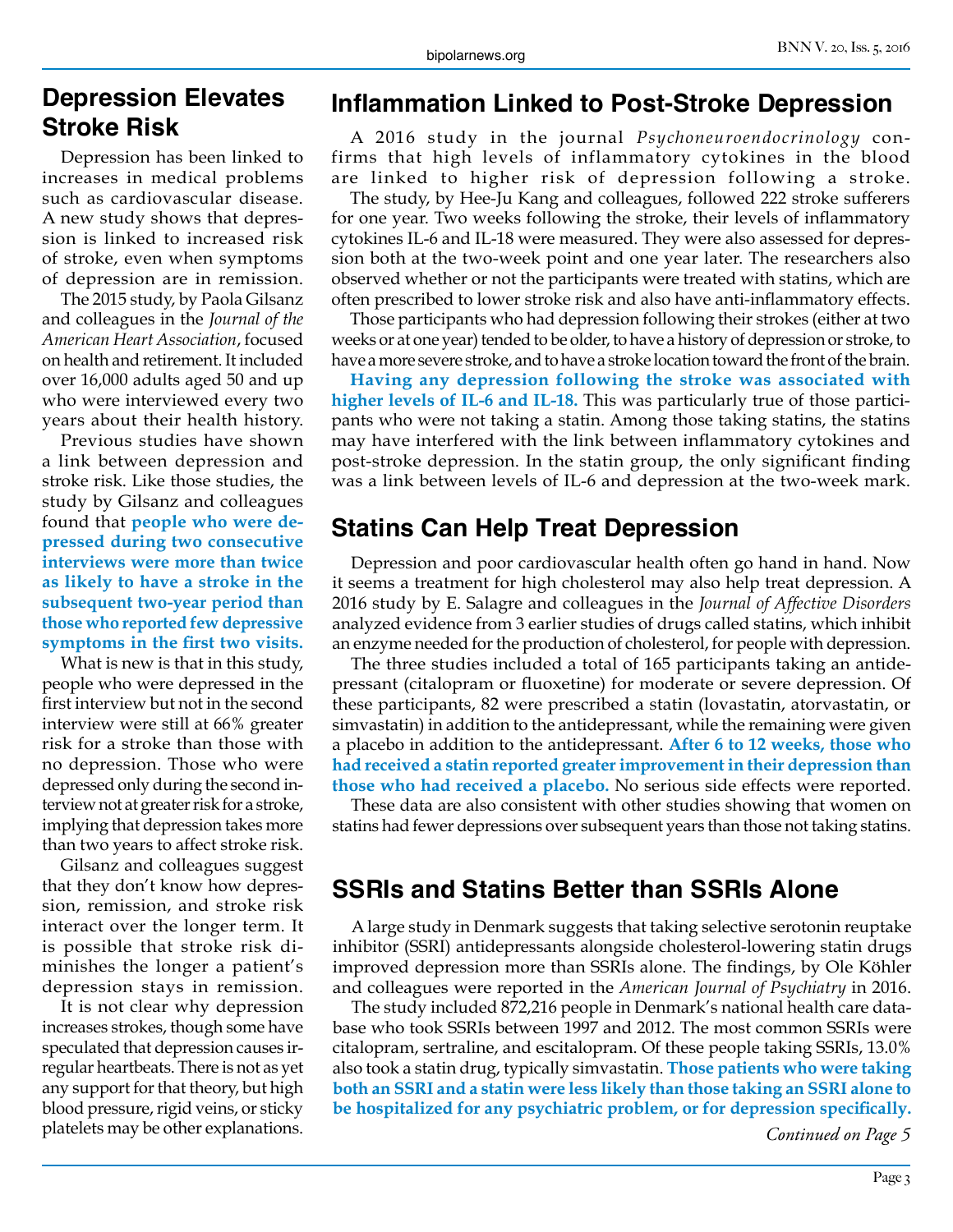## Depression Elevates Stroke Risk

Depression has been linked to increases in medical problems such as cardiovascular disease. A new study shows that depression is linked to increased risk of stroke, even when symptoms of depression are in remission.

The 2015 study, by Paola Gilsanz and colleagues in the *Journal of the American Heart Association*, focused on health and retirement. It included over 16,000 adults aged 50 and up who were interviewed every two years about their health history.

Previous studies have shown a link between depression and stroke risk. Like those studies, the study by Gilsanz and colleagues found that **people who were depressed during two consecutive interviews were more than twice as likely to have a stroke in the subsequent two-year period than those who reported few depressive symptoms in the first two visits.**

What is new is that in this study, people who were depressed in the first interview but not in the second interview were still at 66% greater risk for a stroke than those with no depression. Those who were depressed only during the second interview not at greater risk for a stroke, implying that depression takes more than two years to affect stroke risk.

Gilsanz and colleagues suggest that they don't know how depression, remission, and stroke risk interact over the longer term. It is possible that stroke risk diminishes the longer a patient's depression stays in remission.

It is not clear why depression increases strokes, though some have speculated that depression causes irregular heartbeats. There is not as yet any support for that theory, but high blood pressure, rigid veins, or sticky platelets may be other explanations.

## Inflammation Linked to Post-Stroke Depression

A 2016 study in the journal *Psychoneuroendocrinology* confirms that high levels of inflammatory cytokines in the blood are linked to higher risk of depression following a stroke.

The study, by Hee-Ju Kang and colleagues, followed 222 stroke sufferers for one year. Two weeks following the stroke, their levels of inflammatory cytokines IL-6 and IL-18 were measured. They were also assessed for depression both at the two-week point and one year later. The researchers also observed whether or not the participants were treated with statins, which are often prescribed to lower stroke risk and also have anti-inflammatory effects.

Those participants who had depression following their strokes (either at two weeks or at one year) tended to be older, to have a history of depression or stroke, to have a more severe stroke, and to have a stroke location toward the front of the brain.

**Having any depression following the stroke was associated with higher levels of IL-6 and IL-18.** This was particularly true of those participants who were not taking a statin. Among those taking statins, the statins may have interfered with the link between inflammatory cytokines and post-stroke depression. In the statin group, the only significant finding was a link between levels of IL-6 and depression at the two-week mark.

## Statins Can Help Treat Depression

Depression and poor cardiovascular health often go hand in hand. Now it seems a treatment for high cholesterol may also help treat depression. A 2016 study by E. Salagre and colleagues in the *Journal of Affective Disorders* analyzed evidence from 3 earlier studies of drugs called statins, which inhibit an enzyme needed for the production of cholesterol, for people with depression.

The three studies included a total of 165 participants taking an antidepressant (citalopram or fluoxetine) for moderate or severe depression. Of these participants, 82 were prescribed a statin (lovastatin, atorvastatin, or simvastatin) in addition to the antidepressant, while the remaining were given a placebo in addition to the antidepressant. **After 6 to 12 weeks, those who had received a statin reported greater improvement in their depression than those who had received a placebo.** No serious side effects were reported.

These data are also consistent with other studies showing that women on statins had fewer depressions over subsequent years than those not taking statins.

## SSRIs and Statins Better than SSRIs Alone

A large study in Denmark suggests that taking selective serotonin reuptake inhibitor (SSRI) antidepressants alongside cholesterol-lowering statin drugs improved depression more than SSRIs alone. The findings, by Ole Köhler and colleagues were reported in the *American Journal of Psychiatry* in 2016.

The study included 872,216 people in Denmark's national health care database who took SSRIs between 1997 and 2012. The most common SSRIs were citalopram, sertraline, and escitalopram. Of these people taking SSRIs, 13.0% also took a statin drug, typically simvastatin. **Those patients who were taking both an SSRI and a statin were less likely than those taking an SSRI alone to be hospitalized for any psychiatric problem, or for depression specifically.**

*Continued on Page 5*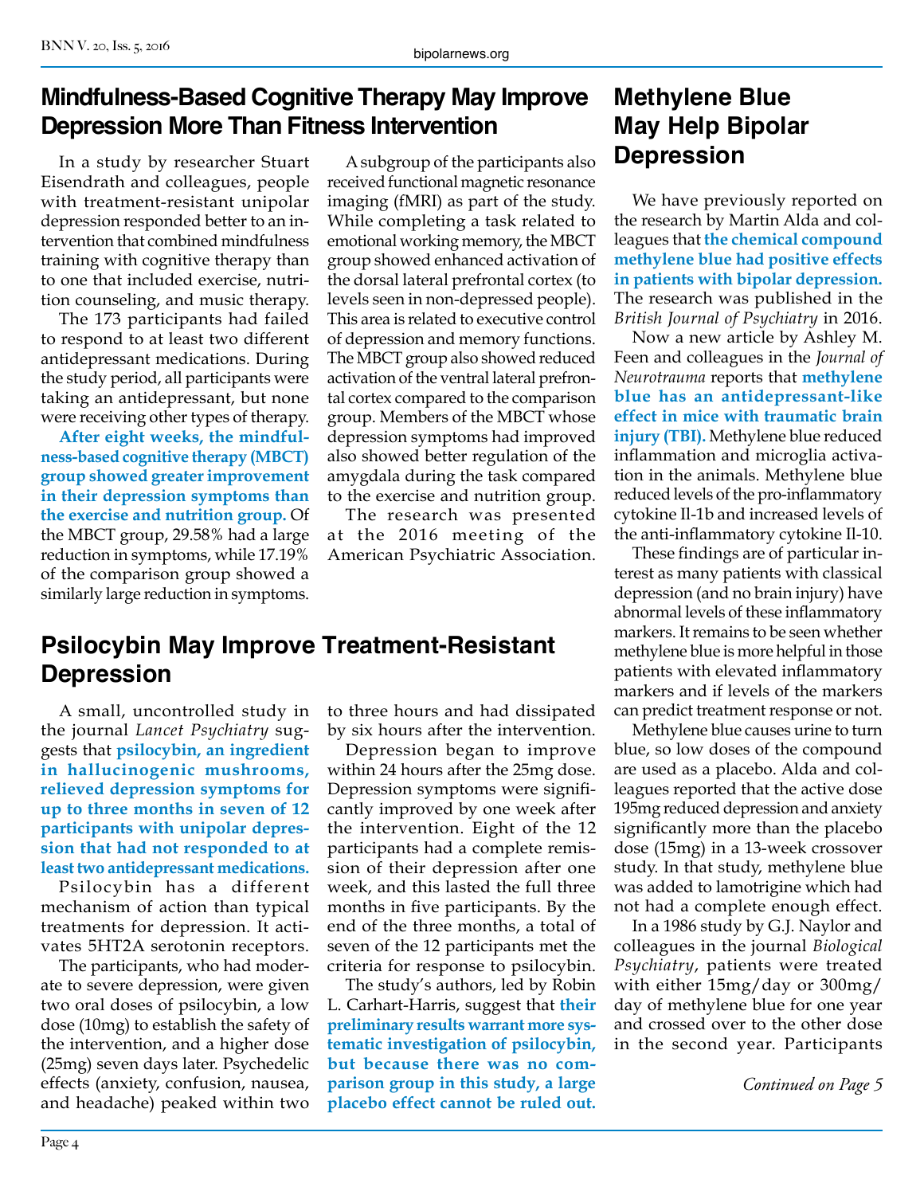## Mindfulness-Based Cognitive Therapy May Improve Depression More Than Fitness Intervention

In a study by researcher Stuart Eisendrath and colleagues, people with treatment-resistant unipolar depression responded better to an intervention that combined mindfulness training with cognitive therapy than to one that included exercise, nutrition counseling, and music therapy.

The 173 participants had failed to respond to at least two different antidepressant medications. During the study period, all participants were taking an antidepressant, but none were receiving other types of therapy.

**After eight weeks, the mindfulness-based cognitive therapy (MBCT) group showed greater improvement in their depression symptoms than the exercise and nutrition group.** Of the MBCT group, 29.58% had a large reduction in symptoms, while 17.19% of the comparison group showed a similarly large reduction in symptoms.

A subgroup of the participants also received functional magnetic resonance imaging (fMRI) as part of the study. While completing a task related to emotional working memory, the MBCT group showed enhanced activation of the dorsal lateral prefrontal cortex (to levels seen in non-depressed people). This area is related to executive control of depression and memory functions. The MBCT group also showed reduced activation of the ventral lateral prefrontal cortex compared to the comparison group. Members of the MBCT whose depression symptoms had improved also showed better regulation of the amygdala during the task compared to the exercise and nutrition group.

The research was presented at the 2016 meeting of the American Psychiatric Association.

## Psilocybin May Improve Treatment-Resistant Depression

A small, uncontrolled study in the journal *Lancet Psychiatry* suggests that **psilocybin, an ingredient in hallucinogenic mushrooms, relieved depression symptoms for up to three months in seven of 12 participants with unipolar depression that had not responded to at least two antidepressant medications.**

Psilocybin has a different mechanism of action than typical treatments for depression. It activates 5HT2A serotonin receptors.

The participants, who had moderate to severe depression, were given two oral doses of psilocybin, a low dose (10mg) to establish the safety of the intervention, and a higher dose (25mg) seven days later. Psychedelic effects (anxiety, confusion, nausea, and headache) peaked within two to three hours and had dissipated by six hours after the intervention.

Depression began to improve within 24 hours after the 25mg dose. Depression symptoms were significantly improved by one week after the intervention. Eight of the 12 participants had a complete remission of their depression after one week, and this lasted the full three months in five participants. By the end of the three months, a total of seven of the 12 participants met the criteria for response to psilocybin.

The study's authors, led by Robin L. Carhart-Harris, suggest that **their preliminary results warrant more systematic investigation of psilocybin, but because there was no comparison group in this study, a large placebo effect cannot be ruled out.**

## Methylene Blue May Help Bipolar Depression

We have previously reported on the research by Martin Alda and colleagues that **the chemical compound methylene blue had positive effects in patients with bipolar depression.** The research was published in the *British Journal of Psychiatry* in 2016.

Now a new article by Ashley M. Feen and colleagues in the *Journal of Neurotrauma* reports that **methylene blue has an antidepressant-like effect in mice with traumatic brain injury (TBI).** Methylene blue reduced inflammation and microglia activation in the animals. Methylene blue reduced levels of the pro-inflammatory cytokine Il-1b and increased levels of the anti-inflammatory cytokine Il-10.

These findings are of particular interest as many patients with classical depression (and no brain injury) have abnormal levels of these inflammatory markers. It remains to be seen whether methylene blue is more helpful in those patients with elevated inflammatory markers and if levels of the markers can predict treatment response or not.

Methylene blue causes urine to turn blue, so low doses of the compound are used as a placebo. Alda and colleagues reported that the active dose 195mg reduced depression and anxiety significantly more than the placebo dose (15mg) in a 13-week crossover study. In that study, methylene blue was added to lamotrigine which had not had a complete enough effect.

In a 1986 study by G.J. Naylor and colleagues in the journal *Biological Psychiatry*, patients were treated with either 15mg/day or 300mg/day of methylene blue for one year and crossed over to the other dose in the second year. Participants

*Continued on Page 5*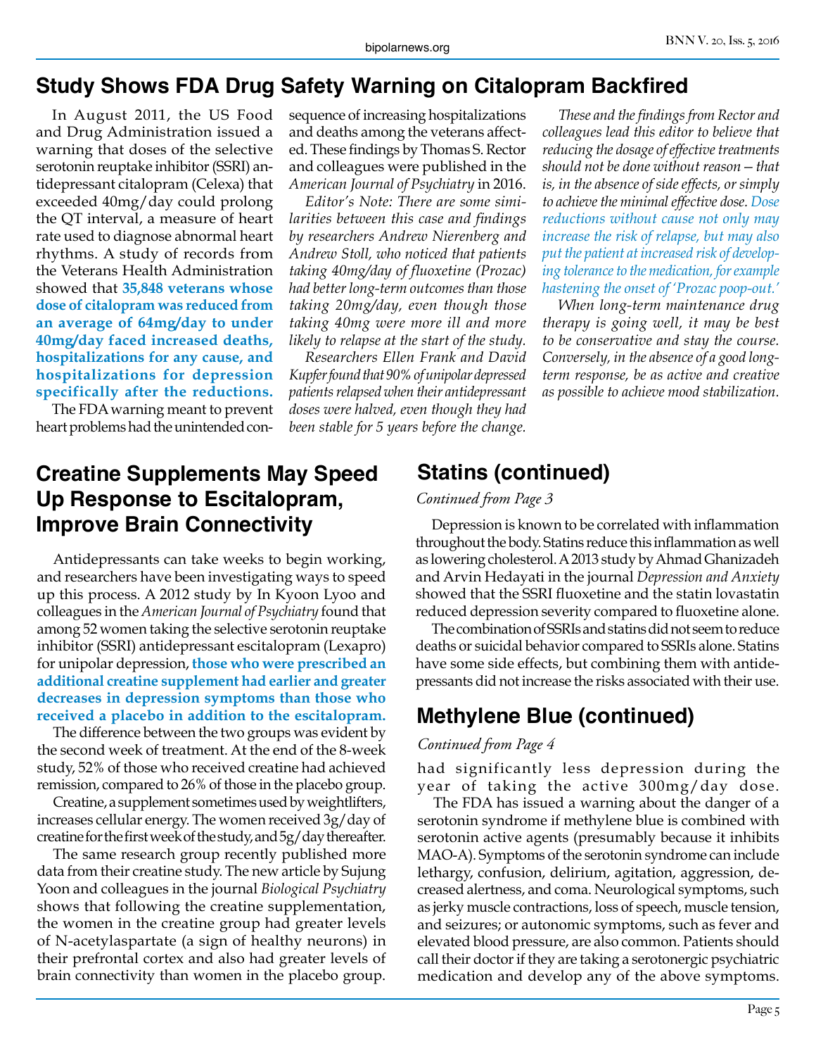## Study Shows FDA Drug Safety Warning on Citalopram Backfired

In August 2011, the US Food and Drug Administration issued a warning that doses of the selective serotonin reuptake inhibitor (SSRI) antidepressant citalopram (Celexa) that exceeded 40mg/day could prolong the QT interval, a measure of heart rate used to diagnose abnormal heart rhythms. A study of records from the Veterans Health Administration showed that **35,848 veterans whose dose of citalopram was reduced from an average of 64mg/day to under 40mg/day faced increased deaths, hospitalizations for any cause, and hospitalizations for depression specifically after the reductions.**

The FDA warning meant to prevent heart problems had the unintended consequence of increasing hospitalizations and deaths among the veterans affected. These findings by Thomas S. Rector and colleagues were published in the *American Journal of Psychiatry* in 2016.

*Editor's Note: There are some similarities between this case and findings by researchers Andrew Nierenberg and Andrew Stoll, who noticed that patients taking 40mg/day of fluoxetine (Prozac) had better long-term outcomes than those taking 20mg/day, even though those taking 40mg were more ill and more likely to relapse at the start of the study.*

*Researchers Ellen Frank and David Kupfer found that 90% of unipolar depressed patients relapsed when their antidepressant doses were halved, even though they had been stable for 5 years before the change.*

*These and the findings from Rector and colleagues lead this editor to believe that reducing the dosage of effective treatments should not be done without reason—that is, in the absence of side effects, or simply to achieve the minimal effective dose. Dose reductions without cause not only may increase the risk of relapse, but may also put the patient at increased risk of developing tolerance to the medication, for example hastening the onset of 'Prozac poop-out.'*

*When long-term maintenance drug therapy is going well, it may be best to be conservative and stay the course. Conversely, in the absence of a good long-term response, be as active and creative as possible to achieve mood stabilization.*

## Creatine Supplements May Speed Up Response to Escitalopram, Improve Brain Connectivity

Antidepressants can take weeks to begin working, and researchers have been investigating ways to speed up this process. A 2012 study by In Kyoon Lyoo and colleagues in the *American Journal of Psychiatry* found that among 52 women taking the selective serotonin reuptake inhibitor (SSRI) antidepressant escitalopram (Lexapro) for unipolar depression, **those who were prescribed an additional creatine supplement had earlier and greater decreases in depression symptoms than those who received a placebo in addition to the escitalopram.**

The difference between the two groups was evident by the second week of treatment. At the end of the 8-week study, 52% of those who received creatine had achieved remission, compared to 26% of those in the placebo group.

Creatine, a supplement sometimes used by weightlifters, increases cellular energy. The women received 3g/day of creatine for the first week of the study, and 5g/day thereafter.

The same research group recently published more data from their creatine study. The new article by Sujung Yoon and colleagues in the journal *Biological Psychiatry* shows that following the creatine supplementation, the women in the creatine group had greater levels of N-acetylaspartate (a sign of healthy neurons) in their prefrontal cortex and also had greater levels of brain connectivity than women in the placebo group.

## Statins (continued)

*Continued from Page 3*

Depression is known to be correlated with inflammation throughout the body. Statins reduce this inflammation as well as lowering cholesterol. A 2013 study by Ahmad Ghanizadeh and Arvin Hedayati in the journal *Depression and Anxiety* showed that the SSRI fluoxetine and the statin lovastatin reduced depression severity compared to fluoxetine alone.

The combination of SSRIs and statins did not seem to reduce deaths or suicidal behavior compared to SSRIs alone. Statins have some side effects, but combining them with antidepressants did not increase the risks associated with their use.

## Methylene Blue (continued)

*Continued from Page 4*

had significantly less depression during the year of taking the active 300mg/day dose.

The FDA has issued a warning about the danger of a serotonin syndrome if methylene blue is combined with serotonin active agents (presumably because it inhibits MAO-A). Symptoms of the serotonin syndrome can include lethargy, confusion, delirium, agitation, aggression, decreased alertness, and coma. Neurological symptoms, such as jerky muscle contractions, loss of speech, muscle tension, and seizures; or autonomic symptoms, such as fever and elevated blood pressure, are also common. Patients should call their doctor if they are taking a serotonergic psychiatric medication and develop any of the above symptoms.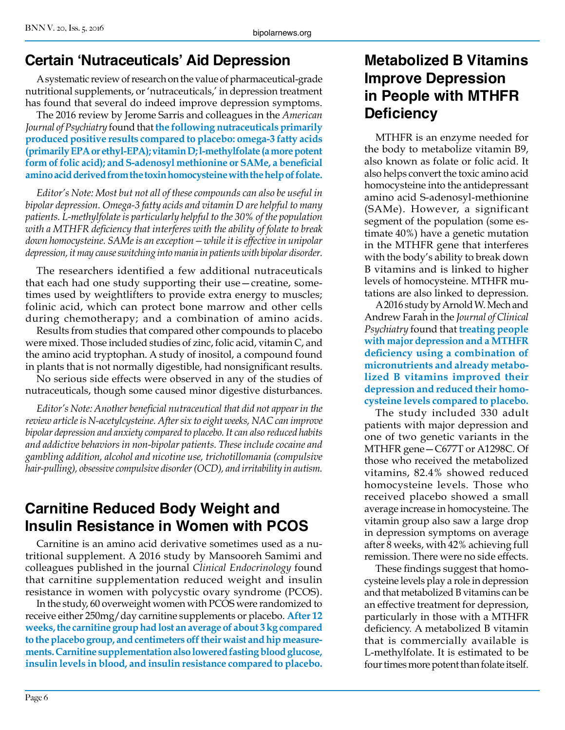## Certain 'Nutraceuticals' Aid Depression

A systematic review of research on the value of pharmaceutical-grade nutritional supplements, or 'nutraceuticals,' in depression treatment has found that several do indeed improve depression symptoms.

The 2016 review by Jerome Sarris and colleagues in the *American Journal of Psychiatry* found that **the following nutraceuticals primarily produced positive results compared to placebo: omega-3 fatty acids (primarily EPA or ethyl-EPA); vitamin D; l-methylfolate (a more potent form of folic acid); and S-adenosyl methionine or SAMe, a beneficial amino acid derived from the toxin homocysteine with the help of folate.**

*Editor's Note: Most but not all of these compounds can also be useful in bipolar depression. Omega-3 fatty acids and vitamin D are helpful to many patients. L-methylfolate is particularly helpful to the 30% of the population with a MTHFR deficiency that interferes with the ability of folate to break down homocysteine. SAMe is an exception—while it is effective in unipolar depression, it may cause switching into mania in patients with bipolar disorder.*

The researchers identified a few additional nutraceuticals that each had one study supporting their use—creatine, sometimes used by weightlifters to provide extra energy to muscles; folinic acid, which can protect bone marrow and other cells during chemotherapy; and a combination of amino acids.

Results from studies that compared other compounds to placebo were mixed. Those included studies of zinc, folic acid, vitamin C, and the amino acid tryptophan. A study of inositol, a compound found in plants that is not normally digestible, had nonsignificant results.

No serious side effects were observed in any of the studies of nutraceuticals, though some caused minor digestive disturbances.

*Editor's Note: Another beneficial nutraceutical that did not appear in the review article is N-acetylcysteine. After six to eight weeks, NAC can improve bipolar depression and anxiety compared to placebo. It can also reduced habits and addictive behaviors in non-bipolar patients. These include cocaine and gambling addition, alcohol and nicotine use, trichotillomania (compulsive hair-pulling), obsessive compulsive disorder (OCD), and irritability in autism.*

## Carnitine Reduced Body Weight and Insulin Resistance in Women with PCOS

Carnitine is an amino acid derivative sometimes used as a nutritional supplement. A 2016 study by Mansooreh Samimi and colleagues published in the journal *Clinical Endocrinology* found that carnitine supplementation reduced weight and insulin resistance in women with polycystic ovary syndrome (PCOS).

In the study, 60 overweight women with PCOS were randomized to receive either 250mg/day carnitine supplements or placebo. **After 12 weeks, the carnitine group had lost an average of about 3 kg compared to the placebo group, and centimeters off their waist and hip measurements. Carnitine supplementation also lowered fasting blood glucose, insulin levels in blood, and insulin resistance compared to placebo.**

## Metabolized B Vitamins Improve Depression in People with MTHFR Deficiency

MTHFR is an enzyme needed for the body to metabolize vitamin B9, also known as folate or folic acid. It also helps convert the toxic amino acid homocysteine into the antidepressant amino acid S-adenosyl-methionine (SAMe). However, a significant segment of the population (some estimate 40%) have a genetic mutation in the MTHFR gene that interferes with the body's ability to break down B vitamins and is linked to higher levels of homocysteine. MTHFR mutations are also linked to depression.

A 2016 study by Arnold W. Mech and Andrew Farah in the *Journal of Clinical Psychiatry* found that **treating people with major depression and a MTHFR deficiency using a combination of micronutrients and already metabolized B vitamins improved their depression and reduced their homocysteine levels compared to placebo.**

The study included 330 adult patients with major depression and one of two genetic variants in the MTHFR gene—C677T or A1298C. Of those who received the metabolized vitamins, 82.4% showed reduced homocysteine levels. Those who received placebo showed a small average increase in homocysteine. The vitamin group also saw a large drop in depression symptoms on average after 8 weeks, with 42% achieving full remission. There were no side effects.

These findings suggest that homocysteine levels play a role in depression and that metabolized B vitamins can be an effective treatment for depression, particularly in those with a MTHFR deficiency. A metabolized B vitamin that is commercially available is L-methylfolate. It is estimated to be four times more potent than folate itself.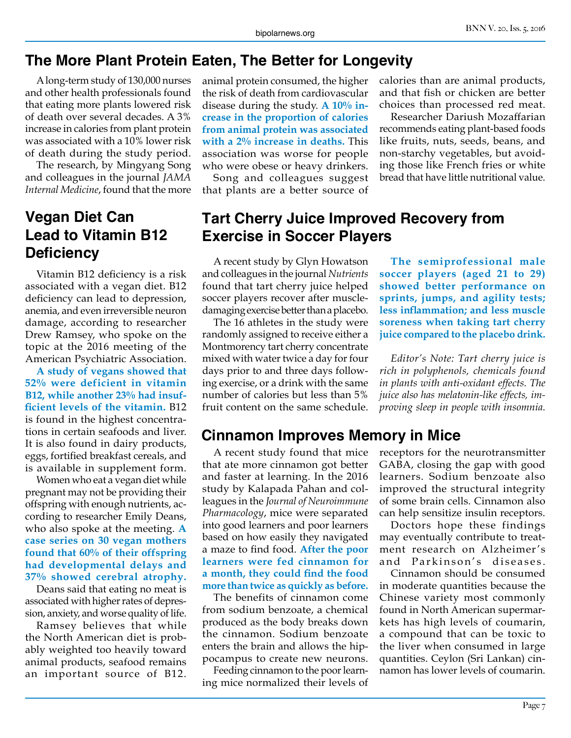## The More Plant Protein Eaten, The Better for Longevity

A long-term study of 130,000 nurses and other health professionals found that eating more plants lowered risk of death over several decades. A 3% increase in calories from plant protein was associated with a 10% lower risk of death during the study period.

The research, by Mingyang Song and colleagues in the journal *JAMA Internal Medicine*, found that the more animal protein consumed, the higher the risk of death from cardiovascular disease during the study. **A 10% increase in the proportion of calories from animal protein was associated with a 2% increase in deaths.** This association was worse for people who were obese or heavy drinkers.

Song and colleagues suggest that plants are a better source of calories than are animal products, and that fish or chicken are better choices than processed red meat.

Researcher Dariush Mozaffarian recommends eating plant-based foods like fruits, nuts, seeds, beans, and non-starchy vegetables, but avoiding those like French fries or white bread that have little nutritional value.

## Vegan Diet Can Lead to Vitamin B12 Deficiency

Vitamin B12 deficiency is a risk associated with a vegan diet. B12 deficiency can lead to depression, anemia, and even irreversible neuron damage, according to researcher Drew Ramsey, who spoke on the topic at the 2016 meeting of the American Psychiatric Association.

**A study of vegans showed that 52% were deficient in vitamin B12, while another 23% had insufficient levels of the vitamin.** B12 is found in the highest concentrations in certain seafoods and liver. It is also found in dairy products, eggs, fortified breakfast cereals, and is available in supplement form.

Women who eat a vegan diet while pregnant may not be providing their offspring with enough nutrients, according to researcher Emily Deans, who also spoke at the meeting. **A case series on 30 vegan mothers found that 60% of their offspring had developmental delays and 37% showed cerebral atrophy.**

Deans said that eating no meat is associated with higher rates of depression, anxiety, and worse quality of life.

Ramsey believes that while the North American diet is probably weighted too heavily toward animal products, seafood remains an important source of B12.

## Tart Cherry Juice Improved Recovery from Exercise in Soccer Players

A recent study by Glyn Howatson and colleagues in the journal *Nutrients* found that tart cherry juice helped soccer players recover after muscle-damaging exercise better than a placebo.

The 16 athletes in the study were randomly assigned to receive either a Montmorency tart cherry concentrate mixed with water twice a day for four days prior to and three days following exercise, or a drink with the same number of calories but less than 5% fruit content on the same schedule.

**The semiprofessional male soccer players (aged 21 to 29) showed better performance on sprints, jumps, and agility tests; less inflammation; and less muscle soreness when taking tart cherry juice compared to the placebo drink.**

*Editor's Note: Tart cherry juice is rich in polyphenols, chemicals found in plants with anti-oxidant effects. The juice also has melatonin-like effects, improving sleep in people with insomnia.*

## Cinnamon Improves Memory in Mice

A recent study found that mice that ate more cinnamon got better and faster at learning. In the 2016 study by Kalapada Pahan and colleagues in the *Journal of Neuroimmune Pharmacology*, mice were separated into good learners and poor learners based on how easily they navigated a maze to find food. **After the poor learners were fed cinnamon for a month, they could find the food more than twice as quickly as before.**

The benefits of cinnamon come from sodium benzoate, a chemical produced as the body breaks down the cinnamon. Sodium benzoate enters the brain and allows the hippocampus to create new neurons.

Feeding cinnamon to the poor learning mice normalized their levels of receptors for the neurotransmitter GABA, closing the gap with good learners. Sodium benzoate also improved the structural integrity of some brain cells. Cinnamon also can help sensitize insulin receptors.

Doctors hope these findings may eventually contribute to treatment research on Alzheimer's and Parkinson's diseases.

Cinnamon should be consumed in moderate quantities because the Chinese variety most commonly found in North American supermarkets has high levels of coumarin, a compound that can be toxic to the liver when consumed in large quantities. Ceylon (Sri Lankan) cinnamon has lower levels of coumarin.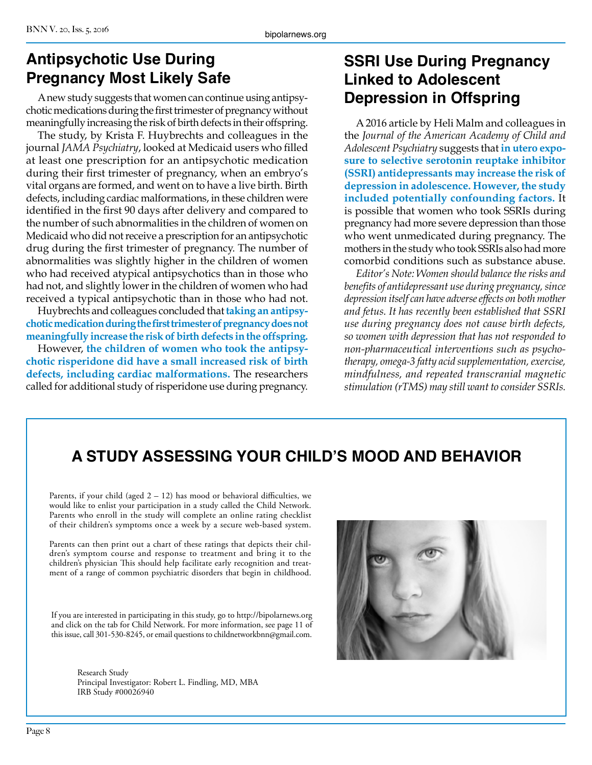## Antipsychotic Use During Pregnancy Most Likely Safe

A new study suggests that women can continue using antipsychotic medications during the first trimester of pregnancy without meaningfully increasing the risk of birth defects in their offspring.

The study, by Krista F. Huybrechts and colleagues in the journal *JAMA Psychiatry*, looked at Medicaid users who filled at least one prescription for an antipsychotic medication during their first trimester of pregnancy, when an embryo's vital organs are formed, and went on to have a live birth. Birth defects, including cardiac malformations, in these children were identified in the first 90 days after delivery and compared to the number of such abnormalities in the children of women on Medicaid who did not receive a prescription for an antipsychotic drug during the first trimester of pregnancy. The number of abnormalities was slightly higher in the children of women who had received atypical antipsychotics than in those who had not, and slightly lower in the children of women who had received a typical antipsychotic than in those who had not.

Huybrechts and colleagues concluded that **taking an antipsychotic medication during the first trimester of pregnancy does not meaningfully increase the risk of birth defects in the offspring.**

However, **the children of women who took the antipsychotic risperidone did have a small increased risk of birth defects, including cardiac malformations.** The researchers called for additional study of risperidone use during pregnancy.

## SSRI Use During Pregnancy Linked to Adolescent Depression in Offspring

A 2016 article by Heli Malm and colleagues in the *Journal of the American Academy of Child and Adolescent Psychiatry* suggests that **in utero exposure to selective serotonin reuptake inhibitor (SSRI) antidepressants may increase the risk of depression in adolescence. However, the study included potentially confounding factors.** It is possible that women who took SSRIs during pregnancy had more severe depression than those who went unmedicated during pregnancy. The mothers in the study who took SSRIs also had more comorbid conditions such as substance abuse.

*Editor's Note: Women should balance the risks and benefits of antidepressant use during pregnancy, since depression itself can have adverse effects on both mother and fetus. It has recently been established that SSRI use during pregnancy does not cause birth defects, so women with depression that has not responded to non-pharmaceutical interventions such as psychotherapy, omega-3 fatty acid supplementation, exercise, mindfulness, and repeated transcranial magnetic stimulation (rTMS) may still want to consider SSRIs.*

## A STUDY ASSESSING YOUR CHILD'S MOOD AND BEHAVIOR

Parents, if your child (aged 2 – 12) has mood or behavioral difficulties, we would like to enlist your participation in a study called the Child Network. Parents who enroll in the study will complete an online rating checklist of their children's symptoms once a week by a secure web-based system.

Parents can then print out a chart of these ratings that depicts their children's symptom course and response to treatment and bring it to the children's physician This should help facilitate early recognition and treatment of a range of common psychiatric disorders that begin in childhood.

If you are interested in participating in this study, go to http://bipolarnews.org and click on the tab for Child Network. For more information, see page 11 of this issue, call 301-530-8245, or email questions to childnetworkbnn@gmail.com.

Research Study
Principal Investigator: Robert L. Findling, MD, MBA
IRB Study #00026940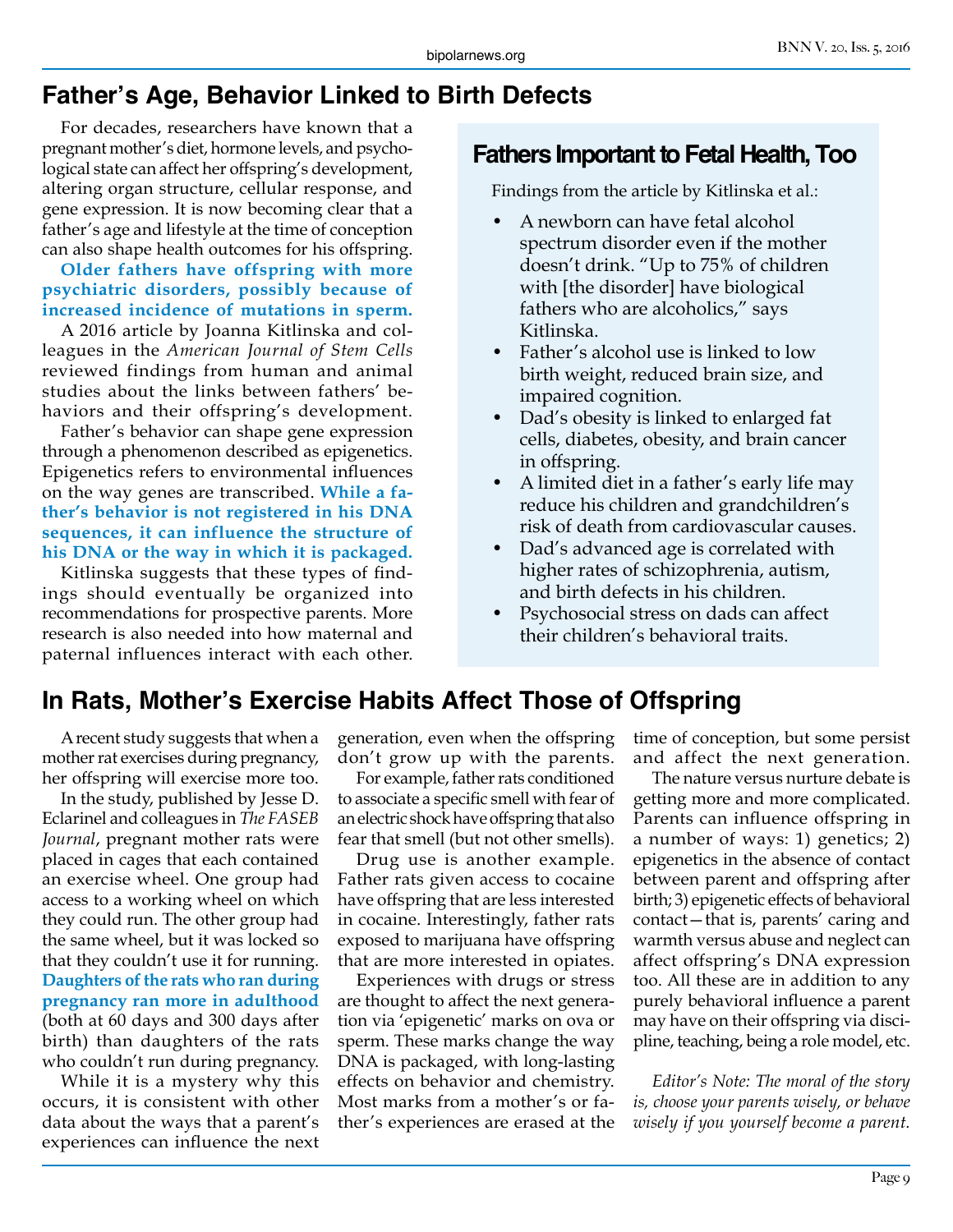## Father's Age, Behavior Linked to Birth Defects

For decades, researchers have known that a pregnant mother's diet, hormone levels, and psychological state can affect her offspring's development, altering organ structure, cellular response, and gene expression. It is now becoming clear that a father's age and lifestyle at the time of conception can also shape health outcomes for his offspring.

**Older fathers have offspring with more psychiatric disorders, possibly because of increased incidence of mutations in sperm.**

A 2016 article by Joanna Kitlinska and colleagues in the *American Journal of Stem Cells* reviewed findings from human and animal studies about the links between fathers' behaviors and their offspring's development.

Father's behavior can shape gene expression through a phenomenon described as epigenetics. Epigenetics refers to environmental influences on the way genes are transcribed. **While a father's behavior is not registered in his DNA sequences, it can influence the structure of his DNA or the way in which it is packaged.**

Kitlinska suggests that these types of findings should eventually be organized into recommendations for prospective parents. More research is also needed into how maternal and paternal influences interact with each other.

### Fathers Important to Fetal Health, Too

Findings from the article by Kitlinska et al.:

- A newborn can have fetal alcohol spectrum disorder even if the mother doesn't drink. "Up to 75% of children with [the disorder] have biological fathers who are alcoholics," says Kitlinska.
- Father's alcohol use is linked to low birth weight, reduced brain size, and impaired cognition.
- Dad's obesity is linked to enlarged fat cells, diabetes, obesity, and brain cancer in offspring.
- A limited diet in a father's early life may reduce his children and grandchildren's risk of death from cardiovascular causes.
- Dad's advanced age is correlated with higher rates of schizophrenia, autism, and birth defects in his children.
- Psychosocial stress on dads can affect their children's behavioral traits.

## In Rats, Mother's Exercise Habits Affect Those of Offspring

A recent study suggests that when a mother rat exercises during pregnancy, her offspring will exercise more too.

In the study, published by Jesse D. Eclarinel and colleagues in *The FASEB Journal*, pregnant mother rats were placed in cages that each contained an exercise wheel. One group had access to a working wheel on which they could run. The other group had the same wheel, but it was locked so that they couldn't use it for running. **Daughters of the rats who ran during pregnancy ran more in adulthood** (both at 60 days and 300 days after birth) than daughters of the rats who couldn't run during pregnancy.

While it is a mystery why this occurs, it is consistent with other data about the ways that a parent's experiences can influence the next generation, even when the offspring don't grow up with the parents.

For example, father rats conditioned to associate a specific smell with fear of an electric shock have offspring that also fear that smell (but not other smells).

Drug use is another example. Father rats given access to cocaine have offspring that are less interested in cocaine. Interestingly, father rats exposed to marijuana have offspring that are more interested in opiates.

Experiences with drugs or stress are thought to affect the next generation via 'epigenetic' marks on ova or sperm. These marks change the way DNA is packaged, with long-lasting effects on behavior and chemistry. Most marks from a mother's or father's experiences are erased at the time of conception, but some persist and affect the next generation.

The nature versus nurture debate is getting more and more complicated. Parents can influence offspring in a number of ways: 1) genetics; 2) epigenetics in the absence of contact between parent and offspring after birth; 3) epigenetic effects of behavioral contact—that is, parents' caring and warmth versus abuse and neglect can affect offspring's DNA expression too. All these are in addition to any purely behavioral influence a parent may have on their offspring via discipline, teaching, being a role model, etc.

*Editor's Note: The moral of the story is, choose your parents wisely, or behave wisely if you yourself become a parent.*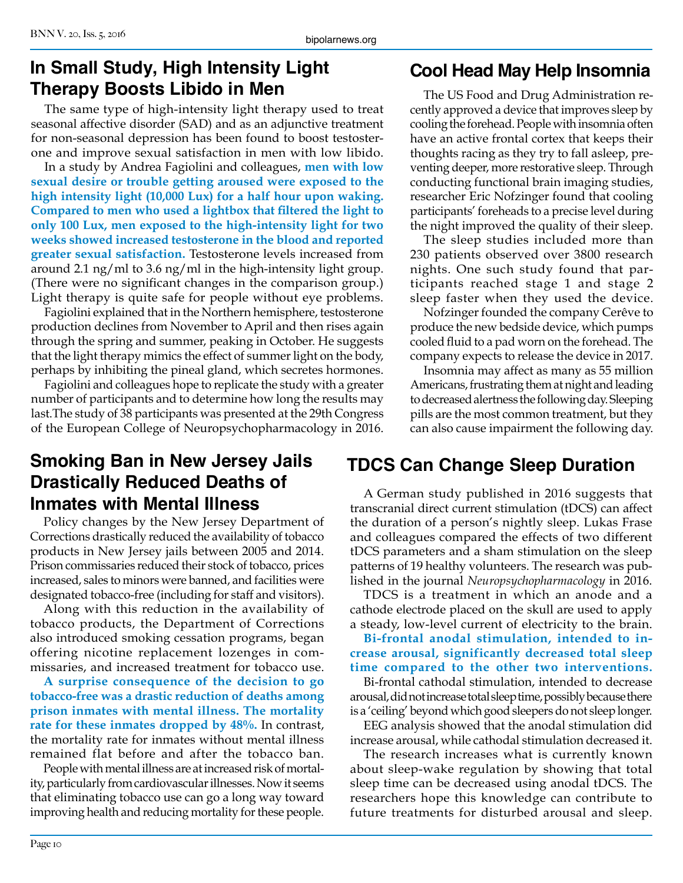## In Small Study, High Intensity Light Therapy Boosts Libido in Men

The same type of high-intensity light therapy used to treat seasonal affective disorder (SAD) and as an adjunctive treatment for non-seasonal depression has been found to boost testosterone and improve sexual satisfaction in men with low libido.

In a study by Andrea Fagiolini and colleagues, **men with low sexual desire or trouble getting aroused were exposed to the high intensity light (10,000 Lux) for a half hour upon waking. Compared to men who used a lightbox that filtered the light to only 100 Lux, men exposed to the high-intensity light for two weeks showed increased testosterone in the blood and reported greater sexual satisfaction.** Testosterone levels increased from around 2.1 ng/ml to 3.6 ng/ml in the high-intensity light group. (There were no significant changes in the comparison group.) Light therapy is quite safe for people without eye problems.

Fagiolini explained that in the Northern hemisphere, testosterone production declines from November to April and then rises again through the spring and summer, peaking in October. He suggests that the light therapy mimics the effect of summer light on the body, perhaps by inhibiting the pineal gland, which secretes hormones.

Fagiolini and colleagues hope to replicate the study with a greater number of participants and to determine how long the results may last.The study of 38 participants was presented at the 29th Congress of the European College of Neuropsychopharmacology in 2016.

## Smoking Ban in New Jersey Jails Drastically Reduced Deaths of Inmates with Mental Illness

Policy changes by the New Jersey Department of Corrections drastically reduced the availability of tobacco products in New Jersey jails between 2005 and 2014. Prison commissaries reduced their stock of tobacco, prices increased, sales to minors were banned, and facilities were designated tobacco-free (including for staff and visitors).

Along with this reduction in the availability of tobacco products, the Department of Corrections also introduced smoking cessation programs, began offering nicotine replacement lozenges in commissaries, and increased treatment for tobacco use.

**A surprise consequence of the decision to go tobacco-free was a drastic reduction of deaths among prison inmates with mental illness. The mortality rate for these inmates dropped by 48%.** In contrast, the mortality rate for inmates without mental illness remained flat before and after the tobacco ban.

People with mental illness are at increased risk of mortality, particularly from cardiovascular illnesses. Now it seems that eliminating tobacco use can go a long way toward improving health and reducing mortality for these people.

## Cool Head May Help Insomnia

The US Food and Drug Administration recently approved a device that improves sleep by cooling the forehead. People with insomnia often have an active frontal cortex that keeps their thoughts racing as they try to fall asleep, preventing deeper, more restorative sleep. Through conducting functional brain imaging studies, researcher Eric Nofzinger found that cooling participants' foreheads to a precise level during the night improved the quality of their sleep.

The sleep studies included more than 230 patients observed over 3800 research nights. One such study found that participants reached stage 1 and stage 2 sleep faster when they used the device.

Nofzinger founded the company Cerêve to produce the new bedside device, which pumps cooled fluid to a pad worn on the forehead. The company expects to release the device in 2017.

Insomnia may affect as many as 55 million Americans, frustrating them at night and leading to decreased alertness the following day. Sleeping pills are the most common treatment, but they can also cause impairment the following day.

## TDCS Can Change Sleep Duration

A German study published in 2016 suggests that transcranial direct current stimulation (tDCS) can affect the duration of a person's nightly sleep. Lukas Frase and colleagues compared the effects of two different tDCS parameters and a sham stimulation on the sleep patterns of 19 healthy volunteers. The research was published in the journal *Neuropsychopharmacology* in 2016.

TDCS is a treatment in which an anode and a cathode electrode placed on the skull are used to apply a steady, low-level current of electricity to the brain.

**Bi-frontal anodal stimulation, intended to increase arousal, significantly decreased total sleep time compared to the other two interventions.**

Bi-frontal cathodal stimulation, intended to decrease arousal, did not increase total sleep time, possibly because there is a 'ceiling' beyond which good sleepers do not sleep longer.

EEG analysis showed that the anodal stimulation did increase arousal, while cathodal stimulation decreased it.

The research increases what is currently known about sleep-wake regulation by showing that total sleep time can be decreased using anodal tDCS. The researchers hope this knowledge can contribute to future treatments for disturbed arousal and sleep.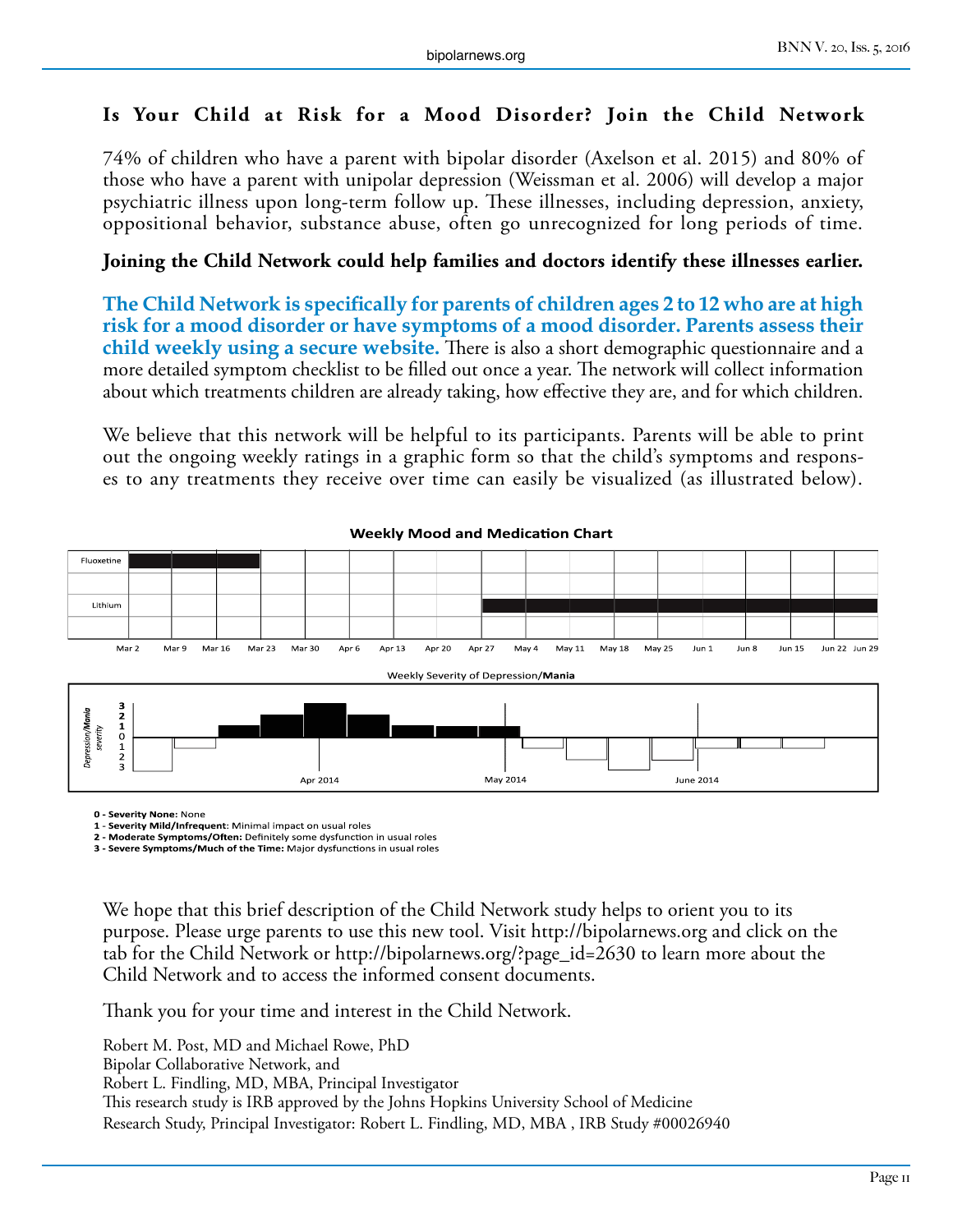## Is Your Child at Risk for a Mood Disorder? Join the Child Network

74% of children who have a parent with bipolar disorder (Axelson et al. 2015) and 80% of those who have a parent with unipolar depression (Weissman et al. 2006) will develop a major psychiatric illness upon long-term follow up. These illnesses, including depression, anxiety, oppositional behavior, substance abuse, often go unrecognized for long periods of time.

**Joining the Child Network could help families and doctors identify these illnesses earlier.**

**The Child Network is specifically for parents of children ages 2 to 12 who are at high risk for a mood disorder or have symptoms of a mood disorder. Parents assess their child weekly using a secure website.** There is also a short demographic questionnaire and a more detailed symptom checklist to be filled out once a year. The network will collect information about which treatments children are already taking, how effective they are, and for which children.

We believe that this network will be helpful to its participants. Parents will be able to print out the ongoing weekly ratings in a graphic form so that the child's symptoms and responses to any treatments they receive over time can easily be visualized (as illustrated below).

**Weekly Mood and Medication Chart**

Fluoxetine — Lithium

Mar 2, Mar 9, Mar 16, Mar 23, Mar 30, Apr 6, Apr 13, Apr 20, Apr 27, May 4, May 11, May 18, May 25, Jun 1, Jun 8, Jun 15, Jun 22, Jun 29

Weekly Severity of Depression/**Mania**

*Depression/**Mania** severity* — 3, 2, 1, 0, 1, 2, 3

Apr 2014, May 2014, June 2014

**0 - Severity None:** None
**1 - Severity Mild/Infrequent**: Minimal impact on usual roles
**2 - Moderate Symptoms/Often:** Definitely some dysfunction in usual roles
**3 - Severe Symptoms/Much of the Time:** Major dysfunctions in usual roles

We hope that this brief description of the Child Network study helps to orient you to its purpose. Please urge parents to use this new tool. Visit http://bipolarnews.org and click on the tab for the Child Network or http://bipolarnews.org/?page_id=2630 to learn more about the Child Network and to access the informed consent documents.

Thank you for your time and interest in the Child Network.

Robert M. Post, MD and Michael Rowe, PhD
Bipolar Collaborative Network, and
Robert L. Findling, MD, MBA, Principal Investigator
This research study is IRB approved by the Johns Hopkins University School of Medicine
Research Study, Principal Investigator: Robert L. Findling, MD, MBA , IRB Study #00026940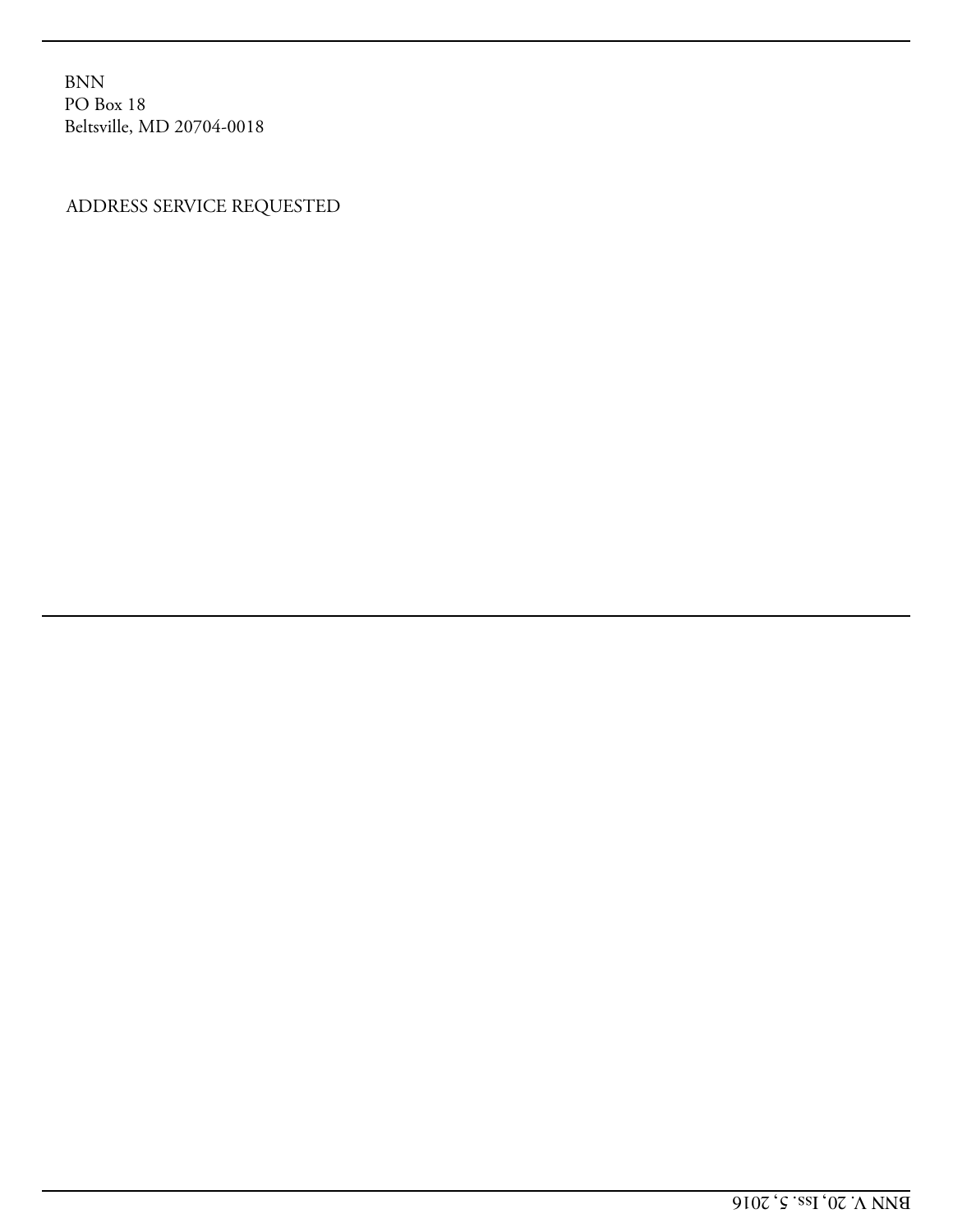BNN
PO Box 18
Beltsville, MD 20704-0018

ADDRESS SERVICE REQUESTED